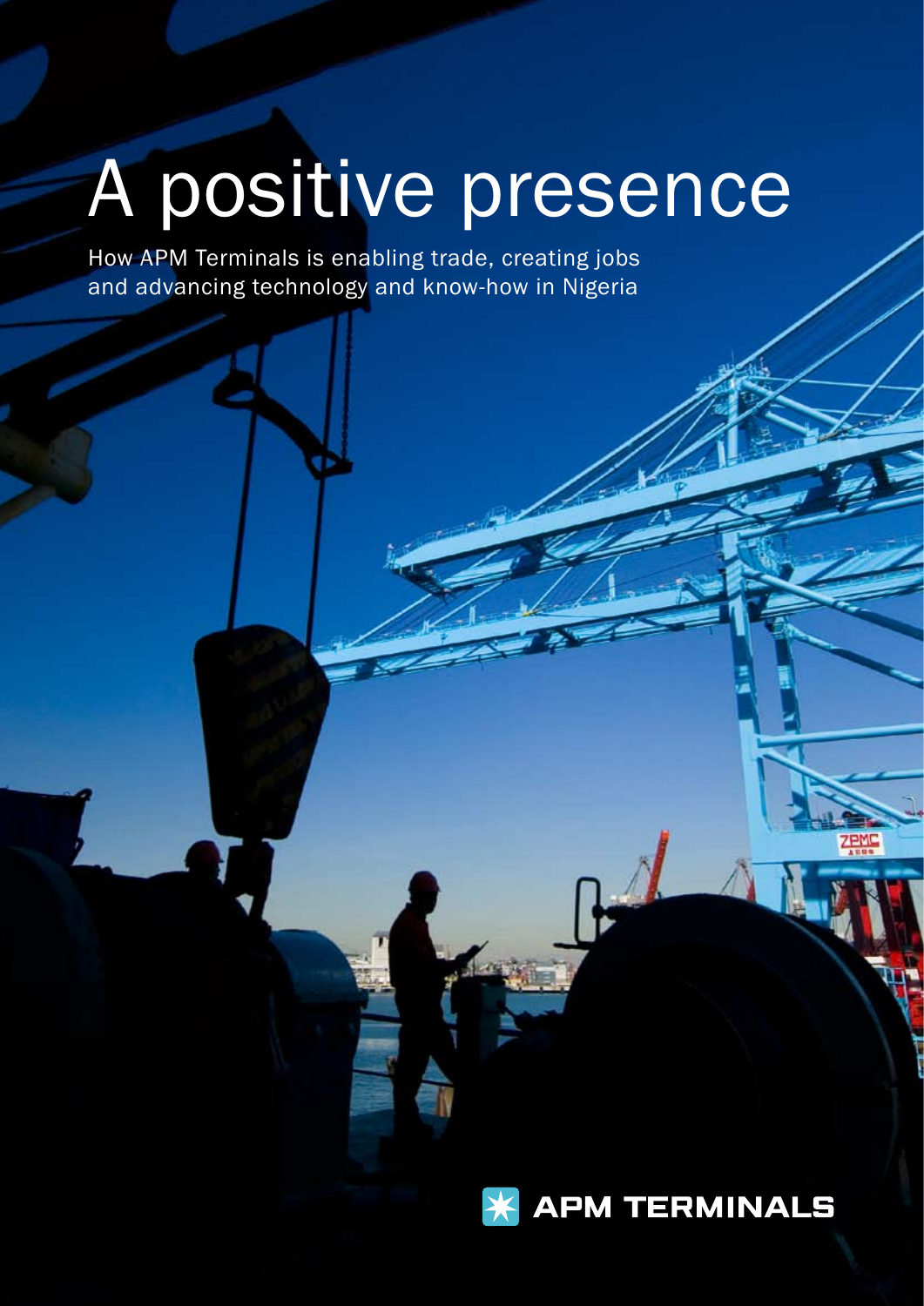# A positive presence

How APM Terminals is enabling trade, creating jobs and advancing technology and know-how in Nigeria

APM TERMINALS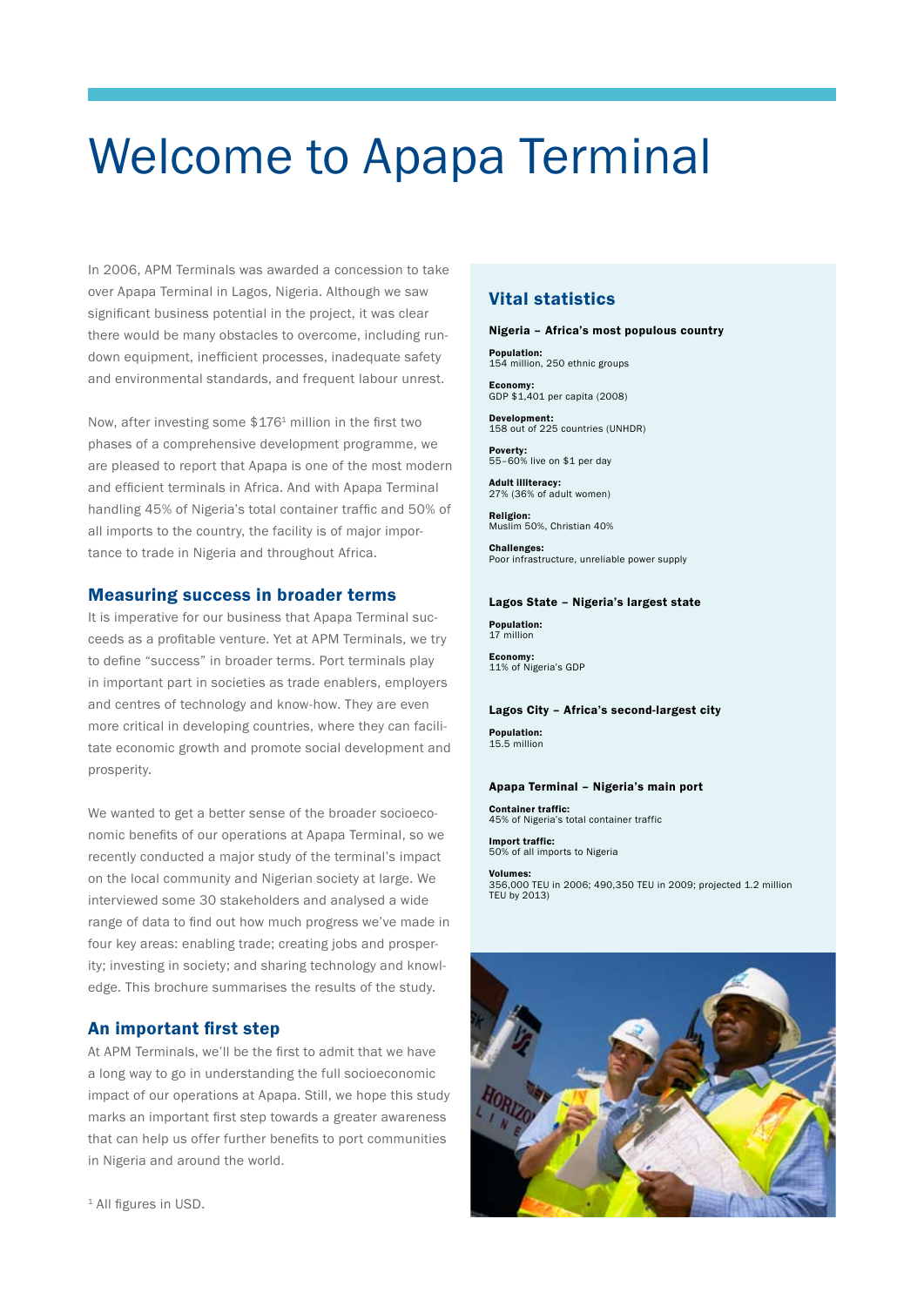# Welcome to Apapa Terminal

In 2006, APM Terminals was awarded a concession to take over Apapa Terminal in Lagos, Nigeria. Although we saw significant business potential in the project, it was clear there would be many obstacles to overcome, including run-down equipment, inefficient processes, inadequate safety and environmental standards, and frequent labour unrest.

Now, after investing some $176[1] million in the first two phases of a comprehensive development programme, we are pleased to report that Apapa is one of the most modern and efficient terminals in Africa. And with Apapa Terminal handling 45% of Nigeria's total container traffic and 50% of all imports to the country, the facility is of major importance to trade in Nigeria and throughout Africa.

## Measuring success in broader terms

It is imperative for our business that Apapa Terminal succeeds as a profitable venture. Yet at APM Terminals, we try to define "success" in broader terms. Port terminals play in important part in societies as trade enablers, employers and centres of technology and know-how. They are even more critical in developing countries, where they can facilitate economic growth and promote social development and prosperity.

We wanted to get a better sense of the broader socioeconomic benefits of our operations at Apapa Terminal, so we recently conducted a major study of the terminal's impact on the local community and Nigerian society at large. We interviewed some 30 stakeholders and analysed a wide range of data to find out how much progress we've made in four key areas: enabling trade; creating jobs and prosperity; investing in society; and sharing technology and knowledge. This brochure summarises the results of the study.

## An important first step

At APM Terminals, we'll be the first to admit that we have a long way to go in understanding the full socioeconomic impact of our operations at Apapa. Still, we hope this study marks an important first step towards a greater awareness that can help us offer further benefits to port communities in Nigeria and around the world.

[1] All figures in USD.

## Vital statistics

**Nigeria – Africa's most populous country**

**Population:**
154 million, 250 ethnic groups

**Economy:**
GDP $1,401 per capita (2008)

**Development:**
158 out of 225 countries (UNHDR)

**Poverty:**
55–60% live on $1 per day

**Adult illiteracy:**
27% (36% of adult women)

**Religion:**
Muslim 50%, Christian 40%

**Challenges:**
Poor infrastructure, unreliable power supply

**Lagos State – Nigeria's largest state**

**Population:**
17 million

**Economy:**
11% of Nigeria's GDP

**Lagos City – Africa's second-largest city**

**Population:**
15.5 million

**Apapa Terminal – Nigeria's main port**

**Container traffic:**
45% of Nigeria's total container traffic

**Import traffic:**
50% of all imports to Nigeria

**Volumes:**
356,000 TEU in 2006; 490,350 TEU in 2009; projected 1.2 million TEU by 2013)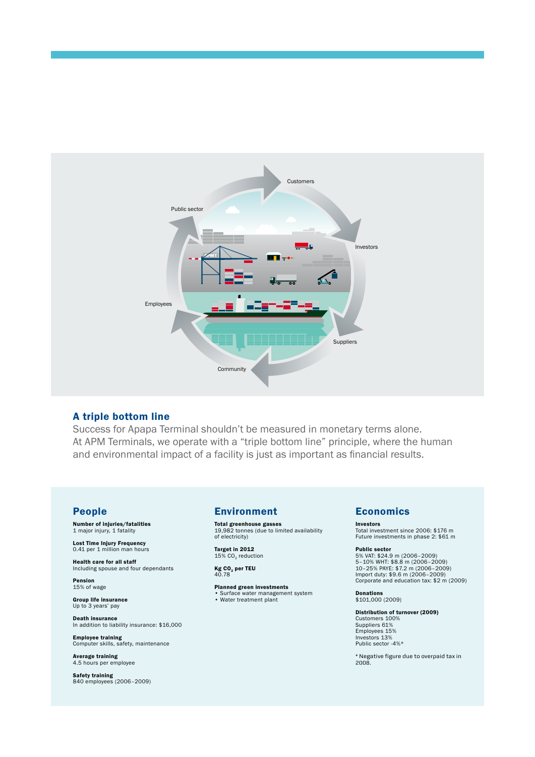Customers

Investors

Suppliers

Community

Employees

Public sector

## A triple bottom line

Success for Apapa Terminal shouldn't be measured in monetary terms alone. At APM Terminals, we operate with a "triple bottom line" principle, where the human and environmental impact of a facility is just as important as financial results.

## People

**Number of injuries/fatalities**
1 major injury, 1 fatality

**Lost Time Injury Frequency**
0.41 per 1 million man hours

**Health care for all staff**
Including spouse and four dependants

**Pension**
15% of wage

**Group life insurance**
Up to 3 years' pay

**Death insurance**
In addition to liability insurance: $16,000

**Employee training**
Computer skills, safety, maintenance

**Average training**
4.5 hours per employee

**Safety training**
840 employees (2006–2009)

## Environment

**Total greenhouse gasses**
19,982 tonnes (due to limited availability of electricity)

**Target in 2012**
15% $CO_2$ reduction

**Kg $CO_2$ per TEU**
40.78

**Planned green investments**
- Surface water management system
- Water treatment plant

## Economics

**Investors**
Total investment since 2006: $176 m
Future investments in phase 2: $61 m

**Public sector**
5% VAT: $24.9 m (2006–2009)
5–10% WHT: $8.8 m (2006–2009)
10–25% PAYE: $7.2 m (2006–2009)
Import duty: $9.6 m (2006–2009)
Corporate and education tax: $2 m (2009)

**Donations**
$101,000 (2009)

**Distribution of turnover (2009)**
Customers 100%
Suppliers 61%
Employees 15%
Investors 13%
Public sector -4%*

* Negative figure due to overpaid tax in 2008.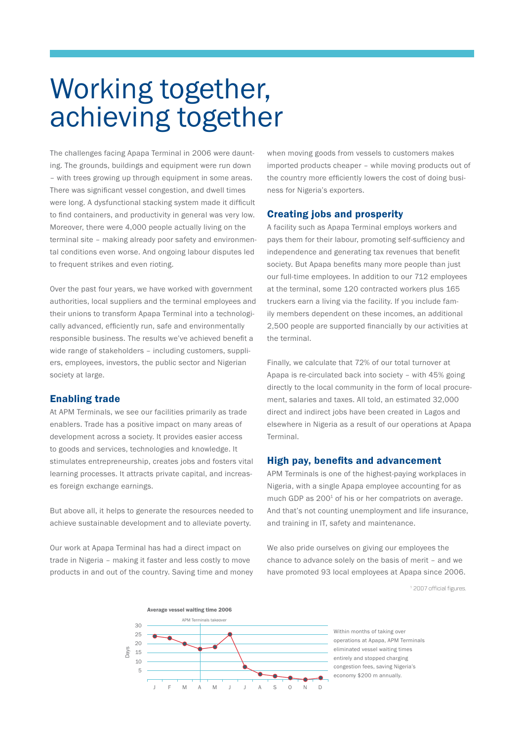# Working together, achieving together

The challenges facing Apapa Terminal in 2006 were daunting. The grounds, buildings and equipment were run down – with trees growing up through equipment in some areas. There was significant vessel congestion, and dwell times were long. A dysfunctional stacking system made it difficult to find containers, and productivity in general was very low. Moreover, there were 4,000 people actually living on the terminal site – making already poor safety and environmental conditions even worse. And ongoing labour disputes led to frequent strikes and even rioting.

Over the past four years, we have worked with government authorities, local suppliers and the terminal employees and their unions to transform Apapa Terminal into a technologically advanced, efficiently run, safe and environmentally responsible business. The results we've achieved benefit a wide range of stakeholders – including customers, suppliers, employees, investors, the public sector and Nigerian society at large.

## Enabling trade

At APM Terminals, we see our facilities primarily as trade enablers. Trade has a positive impact on many areas of development across a society. It provides easier access to goods and services, technologies and knowledge. It stimulates entrepreneurship, creates jobs and fosters vital learning processes. It attracts private capital, and increases foreign exchange earnings.

But above all, it helps to generate the resources needed to achieve sustainable development and to alleviate poverty.

Our work at Apapa Terminal has had a direct impact on trade in Nigeria – making it faster and less costly to move products in and out of the country. Saving time and money when moving goods from vessels to customers makes imported products cheaper – while moving products out of the country more efficiently lowers the cost of doing business for Nigeria's exporters.

## Creating jobs and prosperity

A facility such as Apapa Terminal employs workers and pays them for their labour, promoting self-sufficiency and independence and generating tax revenues that benefit society. But Apapa benefits many more people than just our full-time employees. In addition to our 712 employees at the terminal, some 120 contracted workers plus 165 truckers earn a living via the facility. If you include family members dependent on these incomes, an additional 2,500 people are supported financially by our activities at the terminal.

Finally, we calculate that 72% of our total turnover at Apapa is re-circulated back into society – with 45% going directly to the local community in the form of local procurement, salaries and taxes. All told, an estimated 32,000 direct and indirect jobs have been created in Lagos and elsewhere in Nigeria as a result of our operations at Apapa Terminal.

## High pay, benefits and advancement

APM Terminals is one of the highest-paying workplaces in Nigeria, with a single Apapa employee accounting for as much GDP as 200[1] of his or her compatriots on average. And that's not counting unemployment and life insurance, and training in IT, safety and maintenance.

We also pride ourselves on giving our employees the chance to advance solely on the basis of merit – and we have promoted 93 local employees at Apapa since 2006.

[1] 2007 official figures.

**Average vessel waiting time 2006**

APM Terminals takeover

| Month | J | F | M | A | M | J | J | A | S | O | N | D |
|---|---|---|---|---|---|---|---|---|---|---|---|---|
| Days (approx.) | 24 | 23 | 20 | 17 | 18 | 25 | 7 | 3 | 2 | 1 | 0 | 1 |

Within months of taking over operations at Apapa, APM Terminals eliminated vessel waiting times entirely and stopped charging congestion fees, saving Nigeria's economy $200 m annually.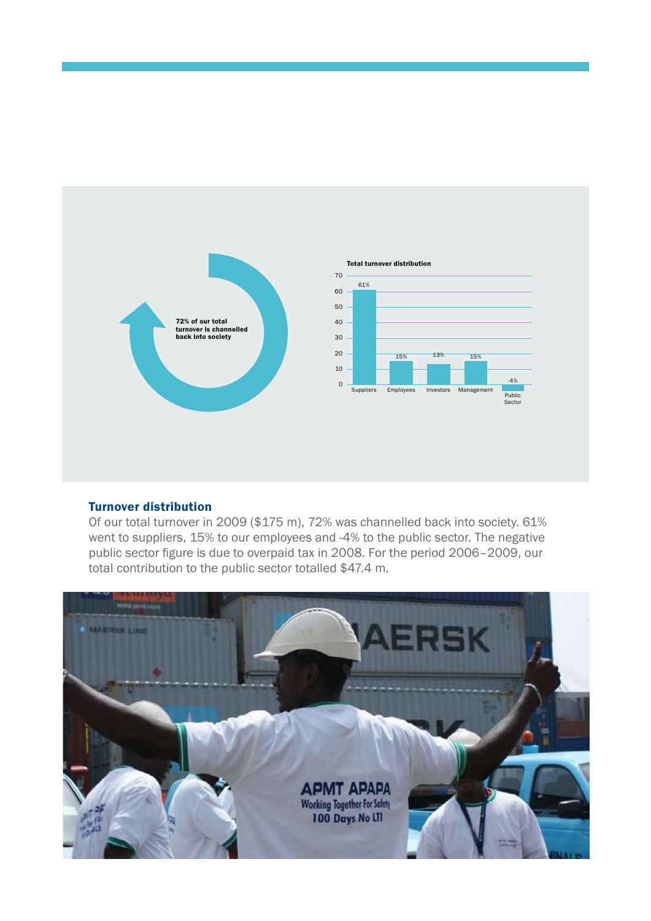72% of our total turnover is channelled back into society

**Total turnover distribution**

| Category | % |
|---|---|
| Suppliers | 61% |
| Employees | 15% |
| Investors | 13% |
| Management | 15% |
| Public Sector | -4% |

## Turnover distribution

Of our total turnover in 2009 ($175 m), 72% was channelled back into society. 61% went to suppliers, 15% to our employees and -4% to the public sector. The negative public sector figure is due to overpaid tax in 2008. For the period 2006–2009, our total contribution to the public sector totalled $47.4 m.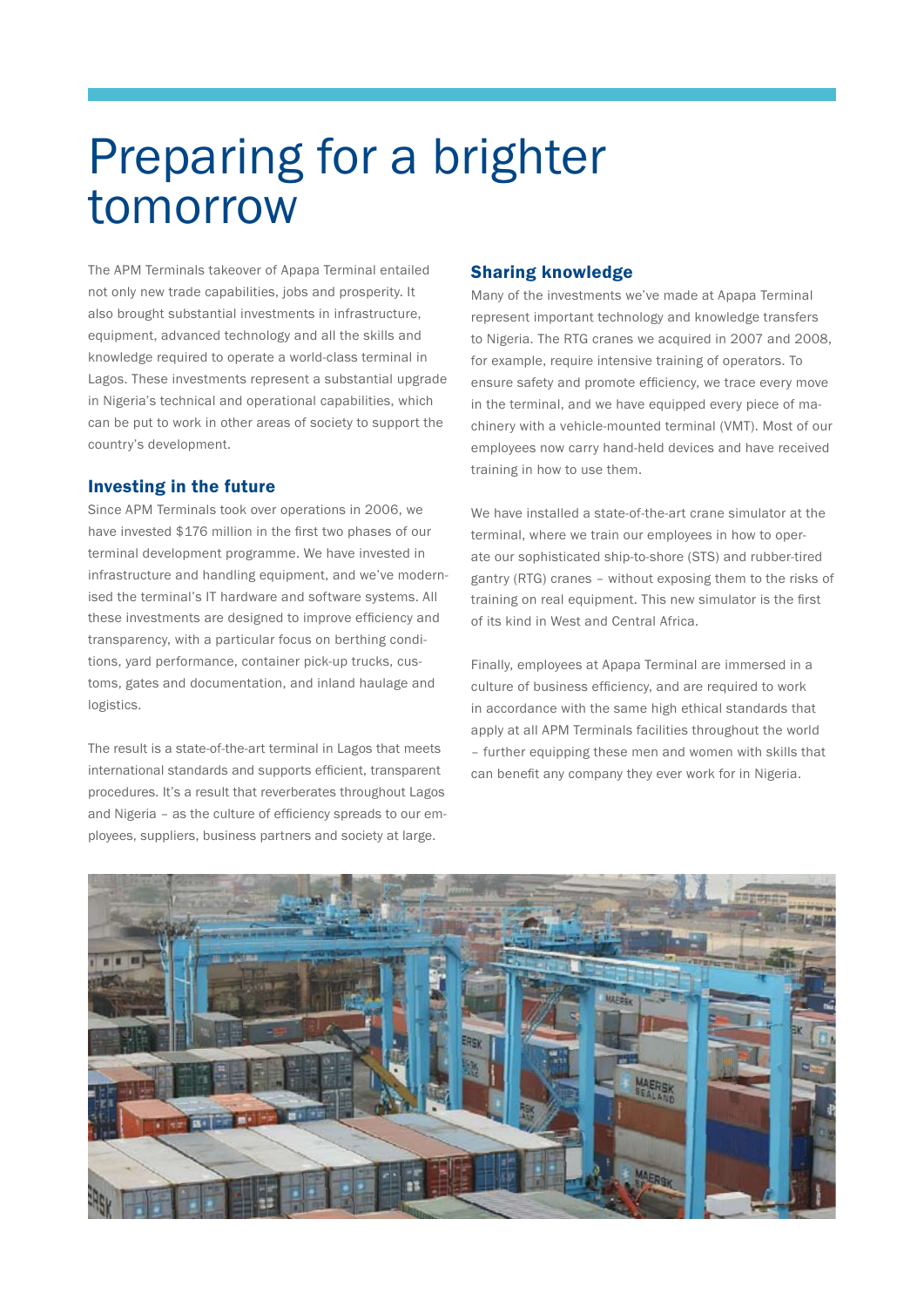# Preparing for a brighter tomorrow

The APM Terminals takeover of Apapa Terminal entailed not only new trade capabilities, jobs and prosperity. It also brought substantial investments in infrastructure, equipment, advanced technology and all the skills and knowledge required to operate a world-class terminal in Lagos. These investments represent a substantial upgrade in Nigeria's technical and operational capabilities, which can be put to work in other areas of society to support the country's development.

## Investing in the future

Since APM Terminals took over operations in 2006, we have invested $176 million in the first two phases of our terminal development programme. We have invested in infrastructure and handling equipment, and we've modernised the terminal's IT hardware and software systems. All these investments are designed to improve efficiency and transparency, with a particular focus on berthing conditions, yard performance, container pick-up trucks, customs, gates and documentation, and inland haulage and logistics.

The result is a state-of-the-art terminal in Lagos that meets international standards and supports efficient, transparent procedures. It's a result that reverberates throughout Lagos and Nigeria – as the culture of efficiency spreads to our employees, suppliers, business partners and society at large.

## Sharing knowledge

Many of the investments we've made at Apapa Terminal represent important technology and knowledge transfers to Nigeria. The RTG cranes we acquired in 2007 and 2008, for example, require intensive training of operators. To ensure safety and promote efficiency, we trace every move in the terminal, and we have equipped every piece of machinery with a vehicle-mounted terminal (VMT). Most of our employees now carry hand-held devices and have received training in how to use them.

We have installed a state-of-the-art crane simulator at the terminal, where we train our employees in how to operate our sophisticated ship-to-shore (STS) and rubber-tired gantry (RTG) cranes – without exposing them to the risks of training on real equipment. This new simulator is the first of its kind in West and Central Africa.

Finally, employees at Apapa Terminal are immersed in a culture of business efficiency, and are required to work in accordance with the same high ethical standards that apply at all APM Terminals facilities throughout the world – further equipping these men and women with skills that can benefit any company they ever work for in Nigeria.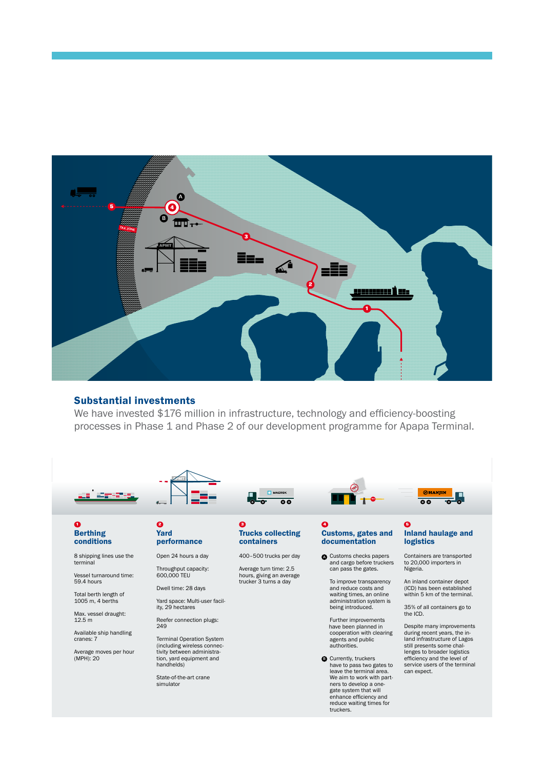## Substantial investments

We have invested $176 million in infrastructure, technology and efficiency-boosting processes in Phase 1 and Phase 2 of our development programme for Apapa Terminal.

### 1 Berthing conditions

8 shipping lines use the terminal

Vessel turnaround time: 59.4 hours

Total berth length of 1005 m, 4 berths

Max. vessel draught: 12.5 m

Available ship handling cranes: 7

Average moves per hour (MPH): 20

### 2 Yard performance

Open 24 hours a day

Throughput capacity: 600,000 TEU

Dwell time: 28 days

Yard space: Multi-user facility, 29 hectares

Reefer connection plugs: 249

Terminal Operation System (including wireless connectivity between administration, yard equipment and handhelds)

State-of-the-art crane simulator

### 3 Trucks collecting containers

400–500 trucks per day

Average turn time: 2.5 hours, giving an average trucker 3 turns a day

### 4 Customs, gates and documentation

**A** Customs checks papers and cargo before truckers can pass the gates.

To improve transparency and reduce costs and waiting times, an online administration system is being introduced.

Further improvements have been planned in cooperation with clearing agents and public authorities.

**B** Currently, truckers have to pass two gates to leave the terminal area. We aim to work with partners to develop a one-gate system that will enhance efficiency and reduce waiting times for truckers.

### 5 Inland haulage and logistics

Containers are transported to 20,000 importers in Nigeria.

An inland container depot (ICD) has been established within 5 km of the terminal.

35% of all containers go to the ICD.

Despite many improvements during recent years, the inland infrastructure of Lagos still presents some challenges to broader logistics efficiency and the level of service users of the terminal can expect.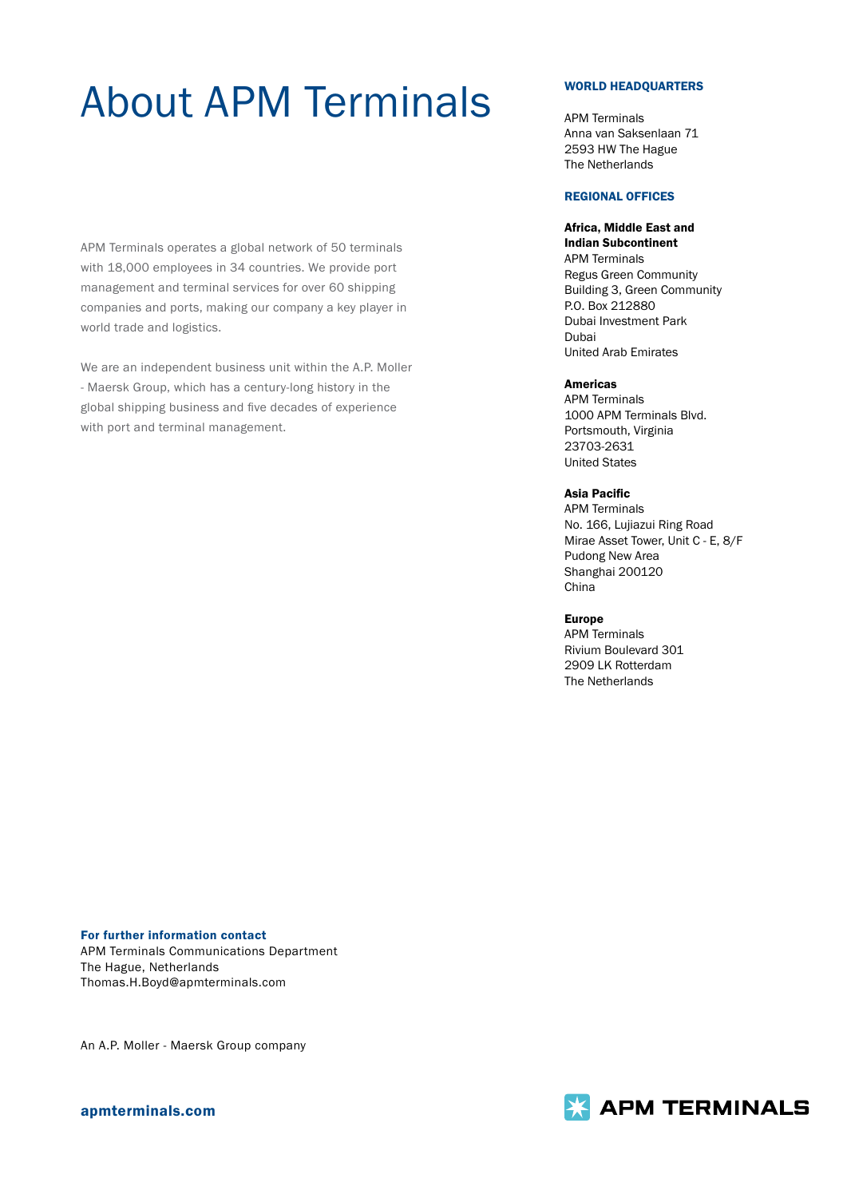# About APM Terminals

APM Terminals operates a global network of 50 terminals with 18,000 employees in 34 countries. We provide port management and terminal services for over 60 shipping companies and ports, making our company a key player in world trade and logistics.

We are an independent business unit within the A.P. Moller - Maersk Group, which has a century-long history in the global shipping business and five decades of experience with port and terminal management.

## WORLD HEADQUARTERS

APM Terminals
Anna van Saksenlaan 71
2593 HW The Hague
The Netherlands

## REGIONAL OFFICES

**Africa, Middle East and Indian Subcontinent**
APM Terminals
Regus Green Community
Building 3, Green Community
P.O. Box 212880
Dubai Investment Park
Dubai
United Arab Emirates

**Americas**
APM Terminals
1000 APM Terminals Blvd.
Portsmouth, Virginia
23703-2631
United States

**Asia Pacific**
APM Terminals
No. 166, Lujiazui Ring Road
Mirae Asset Tower, Unit C - E, 8/F
Pudong New Area
Shanghai 200120
China

**Europe**
APM Terminals
Rivium Boulevard 301
2909 LK Rotterdam
The Netherlands

**For further information contact**
APM Terminals Communications Department
The Hague, Netherlands
Thomas.H.Boyd@apmterminals.com

An A.P. Moller - Maersk Group company

**apmterminals.com**

APM TERMINALS